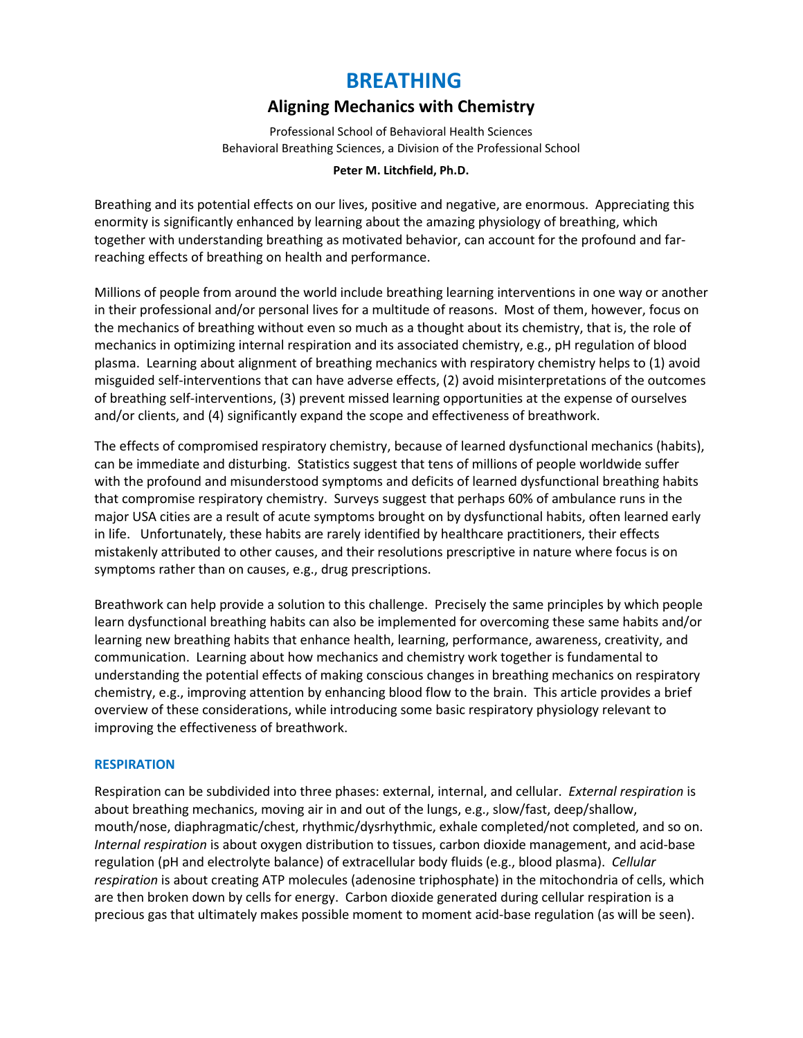# BREATHING

## Aligning Mechanics with Chemistry

Professional School of Behavioral Health Sciences
Behavioral Breathing Sciences, a Division of the Professional School

**Peter M. Litchfield, Ph.D.**

Breathing and its potential effects on our lives, positive and negative, are enormous. Appreciating this enormity is significantly enhanced by learning about the amazing physiology of breathing, which together with understanding breathing as motivated behavior, can account for the profound and far-reaching effects of breathing on health and performance.

Millions of people from around the world include breathing learning interventions in one way or another in their professional and/or personal lives for a multitude of reasons. Most of them, however, focus on the mechanics of breathing without even so much as a thought about its chemistry, that is, the role of mechanics in optimizing internal respiration and its associated chemistry, e.g., pH regulation of blood plasma. Learning about alignment of breathing mechanics with respiratory chemistry helps to (1) avoid misguided self-interventions that can have adverse effects, (2) avoid misinterpretations of the outcomes of breathing self-interventions, (3) prevent missed learning opportunities at the expense of ourselves and/or clients, and (4) significantly expand the scope and effectiveness of breathwork.

The effects of compromised respiratory chemistry, because of learned dysfunctional mechanics (habits), can be immediate and disturbing. Statistics suggest that tens of millions of people worldwide suffer with the profound and misunderstood symptoms and deficits of learned dysfunctional breathing habits that compromise respiratory chemistry. Surveys suggest that perhaps 60% of ambulance runs in the major USA cities are a result of acute symptoms brought on by dysfunctional habits, often learned early in life. Unfortunately, these habits are rarely identified by healthcare practitioners, their effects mistakenly attributed to other causes, and their resolutions prescriptive in nature where focus is on symptoms rather than on causes, e.g., drug prescriptions.

Breathwork can help provide a solution to this challenge. Precisely the same principles by which people learn dysfunctional breathing habits can also be implemented for overcoming these same habits and/or learning new breathing habits that enhance health, learning, performance, awareness, creativity, and communication. Learning about how mechanics and chemistry work together is fundamental to understanding the potential effects of making conscious changes in breathing mechanics on respiratory chemistry, e.g., improving attention by enhancing blood flow to the brain. This article provides a brief overview of these considerations, while introducing some basic respiratory physiology relevant to improving the effectiveness of breathwork.

### RESPIRATION

Respiration can be subdivided into three phases: external, internal, and cellular. *External respiration* is about breathing mechanics, moving air in and out of the lungs, e.g., slow/fast, deep/shallow, mouth/nose, diaphragmatic/chest, rhythmic/dysrhythmic, exhale completed/not completed, and so on. *Internal respiration* is about oxygen distribution to tissues, carbon dioxide management, and acid-base regulation (pH and electrolyte balance) of extracellular body fluids (e.g., blood plasma). *Cellular respiration* is about creating ATP molecules (adenosine triphosphate) in the mitochondria of cells, which are then broken down by cells for energy. Carbon dioxide generated during cellular respiration is a precious gas that ultimately makes possible moment to moment acid-base regulation (as will be seen).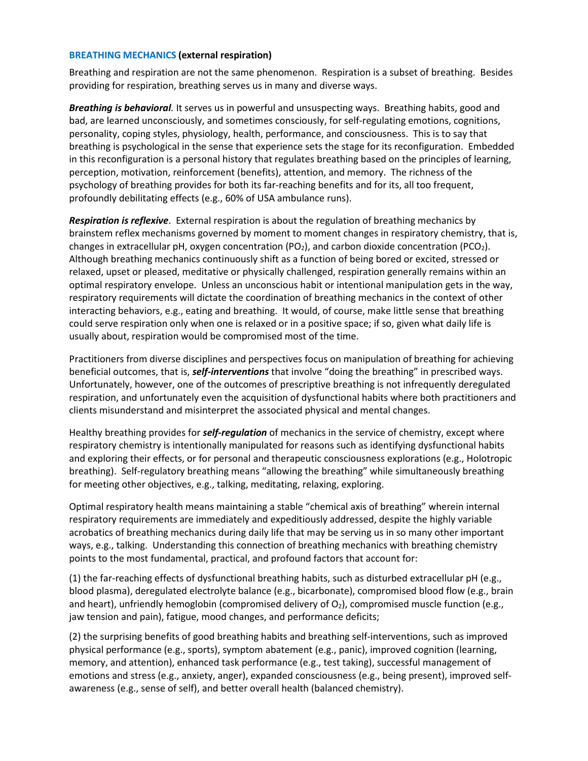## BREATHING MECHANICS (external respiration)

Breathing and respiration are not the same phenomenon. Respiration is a subset of breathing. Besides providing for respiration, breathing serves us in many and diverse ways.

***Breathing is behavioral.*** It serves us in powerful and unsuspecting ways. Breathing habits, good and bad, are learned unconsciously, and sometimes consciously, for self-regulating emotions, cognitions, personality, coping styles, physiology, health, performance, and consciousness. This is to say that breathing is psychological in the sense that experience sets the stage for its reconfiguration. Embedded in this reconfiguration is a personal history that regulates breathing based on the principles of learning, perception, motivation, reinforcement (benefits), attention, and memory. The richness of the psychology of breathing provides for both its far-reaching benefits and for its, all too frequent, profoundly debilitating effects (e.g., 60% of USA ambulance runs).

***Respiration is reflexive***. External respiration is about the regulation of breathing mechanics by brainstem reflex mechanisms governed by moment to moment changes in respiratory chemistry, that is, changes in extracellular pH, oxygen concentration ($PO_2$), and carbon dioxide concentration ($PCO_2$). Although breathing mechanics continuously shift as a function of being bored or excited, stressed or relaxed, upset or pleased, meditative or physically challenged, respiration generally remains within an optimal respiratory envelope. Unless an unconscious habit or intentional manipulation gets in the way, respiratory requirements will dictate the coordination of breathing mechanics in the context of other interacting behaviors, e.g., eating and breathing. It would, of course, make little sense that breathing could serve respiration only when one is relaxed or in a positive space; if so, given what daily life is usually about, respiration would be compromised most of the time.

Practitioners from diverse disciplines and perspectives focus on manipulation of breathing for achieving beneficial outcomes, that is, ***self-interventions*** that involve "doing the breathing" in prescribed ways. Unfortunately, however, one of the outcomes of prescriptive breathing is not infrequently deregulated respiration, and unfortunately even the acquisition of dysfunctional habits where both practitioners and clients misunderstand and misinterpret the associated physical and mental changes.

Healthy breathing provides for ***self-regulation*** of mechanics in the service of chemistry, except where respiratory chemistry is intentionally manipulated for reasons such as identifying dysfunctional habits and exploring their effects, or for personal and therapeutic consciousness explorations (e.g., Holotropic breathing). Self-regulatory breathing means "allowing the breathing" while simultaneously breathing for meeting other objectives, e.g., talking, meditating, relaxing, exploring.

Optimal respiratory health means maintaining a stable "chemical axis of breathing" wherein internal respiratory requirements are immediately and expeditiously addressed, despite the highly variable acrobatics of breathing mechanics during daily life that may be serving us in so many other important ways, e.g., talking. Understanding this connection of breathing mechanics with breathing chemistry points to the most fundamental, practical, and profound factors that account for:

(1) the far-reaching effects of dysfunctional breathing habits, such as disturbed extracellular pH (e.g., blood plasma), deregulated electrolyte balance (e.g., bicarbonate), compromised blood flow (e.g., brain and heart), unfriendly hemoglobin (compromised delivery of $O_2$), compromised muscle function (e.g., jaw tension and pain), fatigue, mood changes, and performance deficits;

(2) the surprising benefits of good breathing habits and breathing self-interventions, such as improved physical performance (e.g., sports), symptom abatement (e.g., panic), improved cognition (learning, memory, and attention), enhanced task performance (e.g., test taking), successful management of emotions and stress (e.g., anxiety, anger), expanded consciousness (e.g., being present), improved self-awareness (e.g., sense of self), and better overall health (balanced chemistry).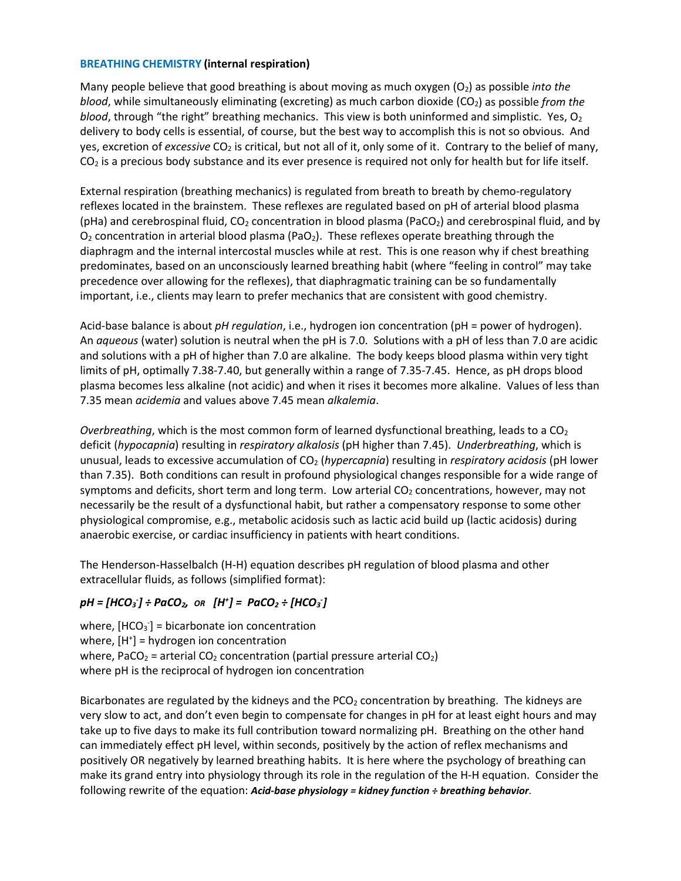### **BREATHING CHEMISTRY (internal respiration)**

Many people believe that good breathing is about moving as much oxygen ($O_2$) as possible *into the blood*, while simultaneously eliminating (excreting) as much carbon dioxide ($CO_2$) as possible *from the blood*, through "the right" breathing mechanics. This view is both uninformed and simplistic. Yes, $O_2$ delivery to body cells is essential, of course, but the best way to accomplish this is not so obvious. And yes, excretion of *excessive* $CO_2$ is critical, but not all of it, only some of it. Contrary to the belief of many, $CO_2$ is a precious body substance and its ever presence is required not only for health but for life itself.

External respiration (breathing mechanics) is regulated from breath to breath by chemo-regulatory reflexes located in the brainstem. These reflexes are regulated based on pH of arterial blood plasma (pHa) and cerebrospinal fluid, $CO_2$ concentration in blood plasma ($PaCO_2$) and cerebrospinal fluid, and by $O_2$ concentration in arterial blood plasma ($PaO_2$). These reflexes operate breathing through the diaphragm and the internal intercostal muscles while at rest. This is one reason why if chest breathing predominates, based on an unconsciously learned breathing habit (where "feeling in control" may take precedence over allowing for the reflexes), that diaphragmatic training can be so fundamentally important, i.e., clients may learn to prefer mechanics that are consistent with good chemistry.

Acid-base balance is about *pH regulation*, i.e., hydrogen ion concentration (pH = power of hydrogen). An *aqueous* (water) solution is neutral when the pH is 7.0. Solutions with a pH of less than 7.0 are acidic and solutions with a pH of higher than 7.0 are alkaline. The body keeps blood plasma within very tight limits of pH, optimally 7.38-7.40, but generally within a range of 7.35-7.45. Hence, as pH drops blood plasma becomes less alkaline (not acidic) and when it rises it becomes more alkaline. Values of less than 7.35 mean *acidemia* and values above 7.45 mean *alkalemia*.

*Overbreathing*, which is the most common form of learned dysfunctional breathing, leads to a $CO_2$ deficit (*hypocapnia*) resulting in *respiratory alkalosis* (pH higher than 7.45). *Underbreathing*, which is unusual, leads to excessive accumulation of $CO_2$ (*hypercapnia*) resulting in *respiratory acidosis* (pH lower than 7.35). Both conditions can result in profound physiological changes responsible for a wide range of symptoms and deficits, short term and long term. Low arterial $CO_2$ concentrations, however, may not necessarily be the result of a dysfunctional habit, but rather a compensatory response to some other physiological compromise, e.g., metabolic acidosis such as lactic acid build up (lactic acidosis) during anaerobic exercise, or cardiac insufficiency in patients with heart conditions.

The Henderson-Hasselbalch (H-H) equation describes pH regulation of blood plasma and other extracellular fluids, as follows (simplified format):

***$pH = [HCO_3^-] \div PaCO_2$, OR $[H^+] = PaCO_2 \div [HCO_3^-]$***

where, $[HCO_3^-]$ = bicarbonate ion concentration
where, $[H^+]$ = hydrogen ion concentration
where, $PaCO_2$ = arterial $CO_2$ concentration (partial pressure arterial $CO_2$)
where pH is the reciprocal of hydrogen ion concentration

Bicarbonates are regulated by the kidneys and the $PCO_2$ concentration by breathing. The kidneys are very slow to act, and don't even begin to compensate for changes in pH for at least eight hours and may take up to five days to make its full contribution toward normalizing pH. Breathing on the other hand can immediately effect pH level, within seconds, positively by the action of reflex mechanisms and positively OR negatively by learned breathing habits. It is here where the psychology of breathing can make its grand entry into physiology through its role in the regulation of the H-H equation. Consider the following rewrite of the equation: ***Acid-base physiology = kidney function ÷ breathing behavior***.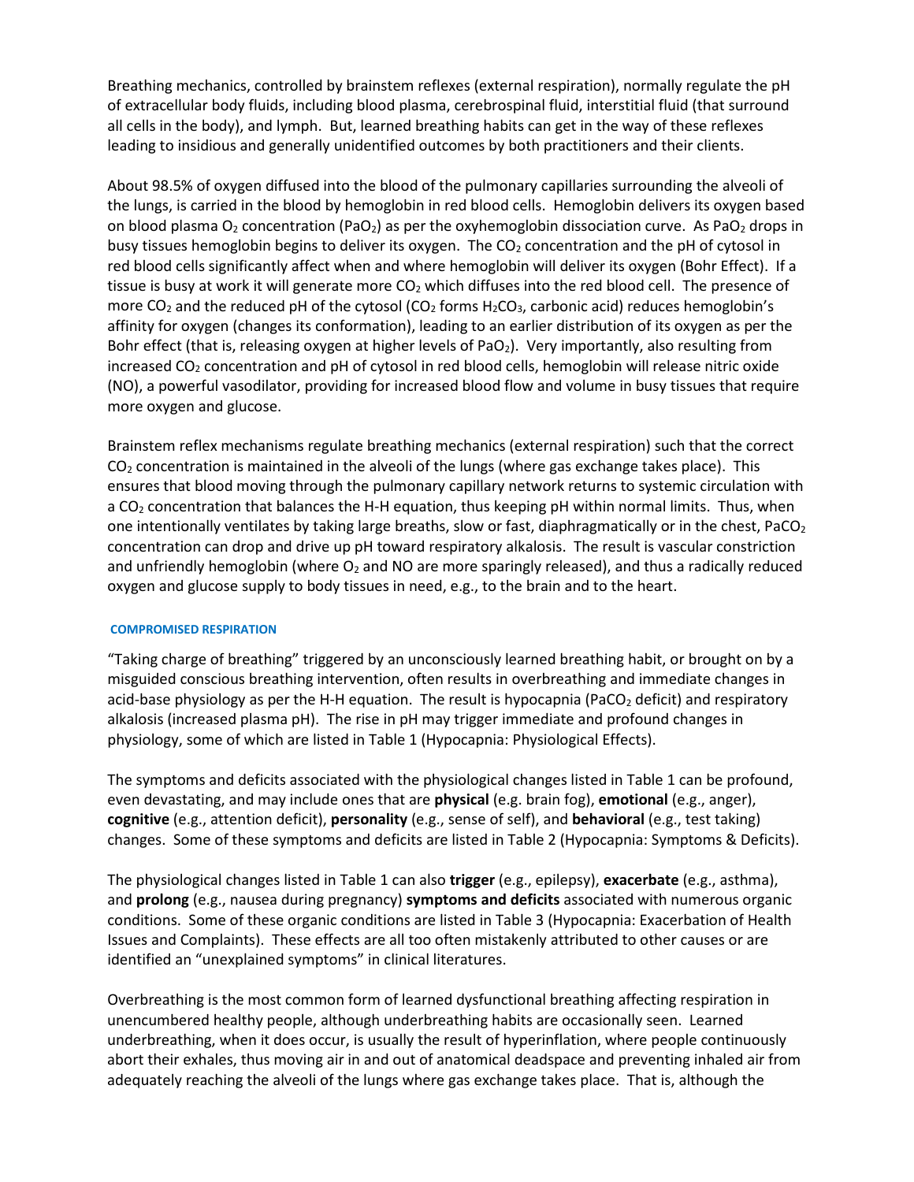Breathing mechanics, controlled by brainstem reflexes (external respiration), normally regulate the pH of extracellular body fluids, including blood plasma, cerebrospinal fluid, interstitial fluid (that surround all cells in the body), and lymph. But, learned breathing habits can get in the way of these reflexes leading to insidious and generally unidentified outcomes by both practitioners and their clients.

About 98.5% of oxygen diffused into the blood of the pulmonary capillaries surrounding the alveoli of the lungs, is carried in the blood by hemoglobin in red blood cells. Hemoglobin delivers its oxygen based on blood plasma $O_2$ concentration ($PaO_2$) as per the oxyhemoglobin dissociation curve. As $PaO_2$ drops in busy tissues hemoglobin begins to deliver its oxygen. The $CO_2$ concentration and the pH of cytosol in red blood cells significantly affect when and where hemoglobin will deliver its oxygen (Bohr Effect). If a tissue is busy at work it will generate more $CO_2$ which diffuses into the red blood cell. The presence of more $CO_2$ and the reduced pH of the cytosol ($CO_2$ forms $H_2CO_3$, carbonic acid) reduces hemoglobin's affinity for oxygen (changes its conformation), leading to an earlier distribution of its oxygen as per the Bohr effect (that is, releasing oxygen at higher levels of $PaO_2$). Very importantly, also resulting from increased $CO_2$ concentration and pH of cytosol in red blood cells, hemoglobin will release nitric oxide (NO), a powerful vasodilator, providing for increased blood flow and volume in busy tissues that require more oxygen and glucose.

Brainstem reflex mechanisms regulate breathing mechanics (external respiration) such that the correct $CO_2$ concentration is maintained in the alveoli of the lungs (where gas exchange takes place). This ensures that blood moving through the pulmonary capillary network returns to systemic circulation with a $CO_2$ concentration that balances the H-H equation, thus keeping pH within normal limits. Thus, when one intentionally ventilates by taking large breaths, slow or fast, diaphragmatically or in the chest, $PaCO_2$ concentration can drop and drive up pH toward respiratory alkalosis. The result is vascular constriction and unfriendly hemoglobin (where $O_2$ and NO are more sparingly released), and thus a radically reduced oxygen and glucose supply to body tissues in need, e.g., to the brain and to the heart.

## COMPROMISED RESPIRATION

"Taking charge of breathing" triggered by an unconsciously learned breathing habit, or brought on by a misguided conscious breathing intervention, often results in overbreathing and immediate changes in acid-base physiology as per the H-H equation. The result is hypocapnia ($PaCO_2$ deficit) and respiratory alkalosis (increased plasma pH). The rise in pH may trigger immediate and profound changes in physiology, some of which are listed in Table 1 (Hypocapnia: Physiological Effects).

The symptoms and deficits associated with the physiological changes listed in Table 1 can be profound, even devastating, and may include ones that are **physical** (e.g. brain fog), **emotional** (e.g., anger), **cognitive** (e.g., attention deficit), **personality** (e.g., sense of self), and **behavioral** (e.g., test taking) changes. Some of these symptoms and deficits are listed in Table 2 (Hypocapnia: Symptoms & Deficits).

The physiological changes listed in Table 1 can also **trigger** (e.g., epilepsy), **exacerbate** (e.g., asthma), and **prolong** (e.g., nausea during pregnancy) **symptoms and deficits** associated with numerous organic conditions. Some of these organic conditions are listed in Table 3 (Hypocapnia: Exacerbation of Health Issues and Complaints). These effects are all too often mistakenly attributed to other causes or are identified an "unexplained symptoms" in clinical literatures.

Overbreathing is the most common form of learned dysfunctional breathing affecting respiration in unencumbered healthy people, although underbreathing habits are occasionally seen. Learned underbreathing, when it does occur, is usually the result of hyperinflation, where people continuously abort their exhales, thus moving air in and out of anatomical deadspace and preventing inhaled air from adequately reaching the alveoli of the lungs where gas exchange takes place. That is, although the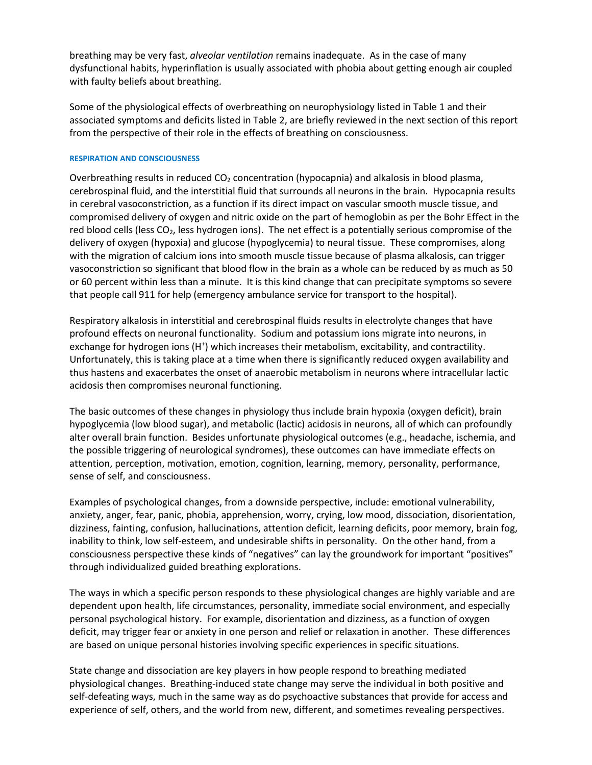breathing may be very fast, *alveolar ventilation* remains inadequate. As in the case of many dysfunctional habits, hyperinflation is usually associated with phobia about getting enough air coupled with faulty beliefs about breathing.

Some of the physiological effects of overbreathing on neurophysiology listed in Table 1 and their associated symptoms and deficits listed in Table 2, are briefly reviewed in the next section of this report from the perspective of their role in the effects of breathing on consciousness.

#### RESPIRATION AND CONSCIOUSNESS

Overbreathing results in reduced $CO_2$ concentration (hypocapnia) and alkalosis in blood plasma, cerebrospinal fluid, and the interstitial fluid that surrounds all neurons in the brain. Hypocapnia results in cerebral vasoconstriction, as a function if its direct impact on vascular smooth muscle tissue, and compromised delivery of oxygen and nitric oxide on the part of hemoglobin as per the Bohr Effect in the red blood cells (less $CO_2$, less hydrogen ions). The net effect is a potentially serious compromise of the delivery of oxygen (hypoxia) and glucose (hypoglycemia) to neural tissue. These compromises, along with the migration of calcium ions into smooth muscle tissue because of plasma alkalosis, can trigger vasoconstriction so significant that blood flow in the brain as a whole can be reduced by as much as 50 or 60 percent within less than a minute. It is this kind change that can precipitate symptoms so severe that people call 911 for help (emergency ambulance service for transport to the hospital).

Respiratory alkalosis in interstitial and cerebrospinal fluids results in electrolyte changes that have profound effects on neuronal functionality. Sodium and potassium ions migrate into neurons, in exchange for hydrogen ions ($H^+$) which increases their metabolism, excitability, and contractility. Unfortunately, this is taking place at a time when there is significantly reduced oxygen availability and thus hastens and exacerbates the onset of anaerobic metabolism in neurons where intracellular lactic acidosis then compromises neuronal functioning.

The basic outcomes of these changes in physiology thus include brain hypoxia (oxygen deficit), brain hypoglycemia (low blood sugar), and metabolic (lactic) acidosis in neurons, all of which can profoundly alter overall brain function. Besides unfortunate physiological outcomes (e.g., headache, ischemia, and the possible triggering of neurological syndromes), these outcomes can have immediate effects on attention, perception, motivation, emotion, cognition, learning, memory, personality, performance, sense of self, and consciousness.

Examples of psychological changes, from a downside perspective, include: emotional vulnerability, anxiety, anger, fear, panic, phobia, apprehension, worry, crying, low mood, dissociation, disorientation, dizziness, fainting, confusion, hallucinations, attention deficit, learning deficits, poor memory, brain fog, inability to think, low self-esteem, and undesirable shifts in personality. On the other hand, from a consciousness perspective these kinds of "negatives" can lay the groundwork for important "positives" through individualized guided breathing explorations.

The ways in which a specific person responds to these physiological changes are highly variable and are dependent upon health, life circumstances, personality, immediate social environment, and especially personal psychological history. For example, disorientation and dizziness, as a function of oxygen deficit, may trigger fear or anxiety in one person and relief or relaxation in another. These differences are based on unique personal histories involving specific experiences in specific situations.

State change and dissociation are key players in how people respond to breathing mediated physiological changes. Breathing-induced state change may serve the individual in both positive and self-defeating ways, much in the same way as do psychoactive substances that provide for access and experience of self, others, and the world from new, different, and sometimes revealing perspectives.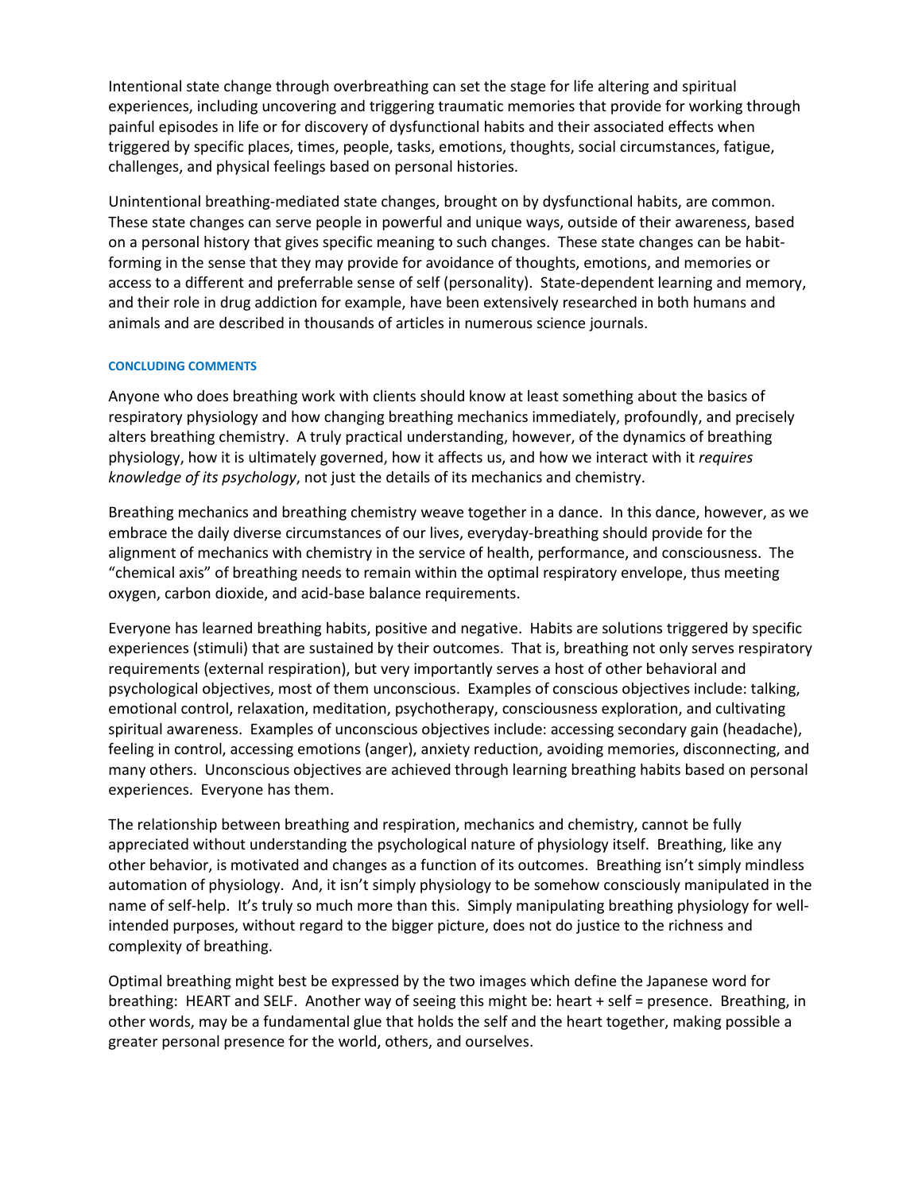Intentional state change through overbreathing can set the stage for life altering and spiritual experiences, including uncovering and triggering traumatic memories that provide for working through painful episodes in life or for discovery of dysfunctional habits and their associated effects when triggered by specific places, times, people, tasks, emotions, thoughts, social circumstances, fatigue, challenges, and physical feelings based on personal histories.

Unintentional breathing-mediated state changes, brought on by dysfunctional habits, are common. These state changes can serve people in powerful and unique ways, outside of their awareness, based on a personal history that gives specific meaning to such changes. These state changes can be habit-forming in the sense that they may provide for avoidance of thoughts, emotions, and memories or access to a different and preferrable sense of self (personality). State-dependent learning and memory, and their role in drug addiction for example, have been extensively researched in both humans and animals and are described in thousands of articles in numerous science journals.

#### CONCLUDING COMMENTS

Anyone who does breathing work with clients should know at least something about the basics of respiratory physiology and how changing breathing mechanics immediately, profoundly, and precisely alters breathing chemistry. A truly practical understanding, however, of the dynamics of breathing physiology, how it is ultimately governed, how it affects us, and how we interact with it *requires knowledge of its psychology*, not just the details of its mechanics and chemistry.

Breathing mechanics and breathing chemistry weave together in a dance. In this dance, however, as we embrace the daily diverse circumstances of our lives, everyday-breathing should provide for the alignment of mechanics with chemistry in the service of health, performance, and consciousness. The "chemical axis" of breathing needs to remain within the optimal respiratory envelope, thus meeting oxygen, carbon dioxide, and acid-base balance requirements.

Everyone has learned breathing habits, positive and negative. Habits are solutions triggered by specific experiences (stimuli) that are sustained by their outcomes. That is, breathing not only serves respiratory requirements (external respiration), but very importantly serves a host of other behavioral and psychological objectives, most of them unconscious. Examples of conscious objectives include: talking, emotional control, relaxation, meditation, psychotherapy, consciousness exploration, and cultivating spiritual awareness. Examples of unconscious objectives include: accessing secondary gain (headache), feeling in control, accessing emotions (anger), anxiety reduction, avoiding memories, disconnecting, and many others. Unconscious objectives are achieved through learning breathing habits based on personal experiences. Everyone has them.

The relationship between breathing and respiration, mechanics and chemistry, cannot be fully appreciated without understanding the psychological nature of physiology itself. Breathing, like any other behavior, is motivated and changes as a function of its outcomes. Breathing isn't simply mindless automation of physiology. And, it isn't simply physiology to be somehow consciously manipulated in the name of self-help. It's truly so much more than this. Simply manipulating breathing physiology for well-intended purposes, without regard to the bigger picture, does not do justice to the richness and complexity of breathing.

Optimal breathing might best be expressed by the two images which define the Japanese word for breathing: HEART and SELF. Another way of seeing this might be: heart + self = presence. Breathing, in other words, may be a fundamental glue that holds the self and the heart together, making possible a greater personal presence for the world, others, and ourselves.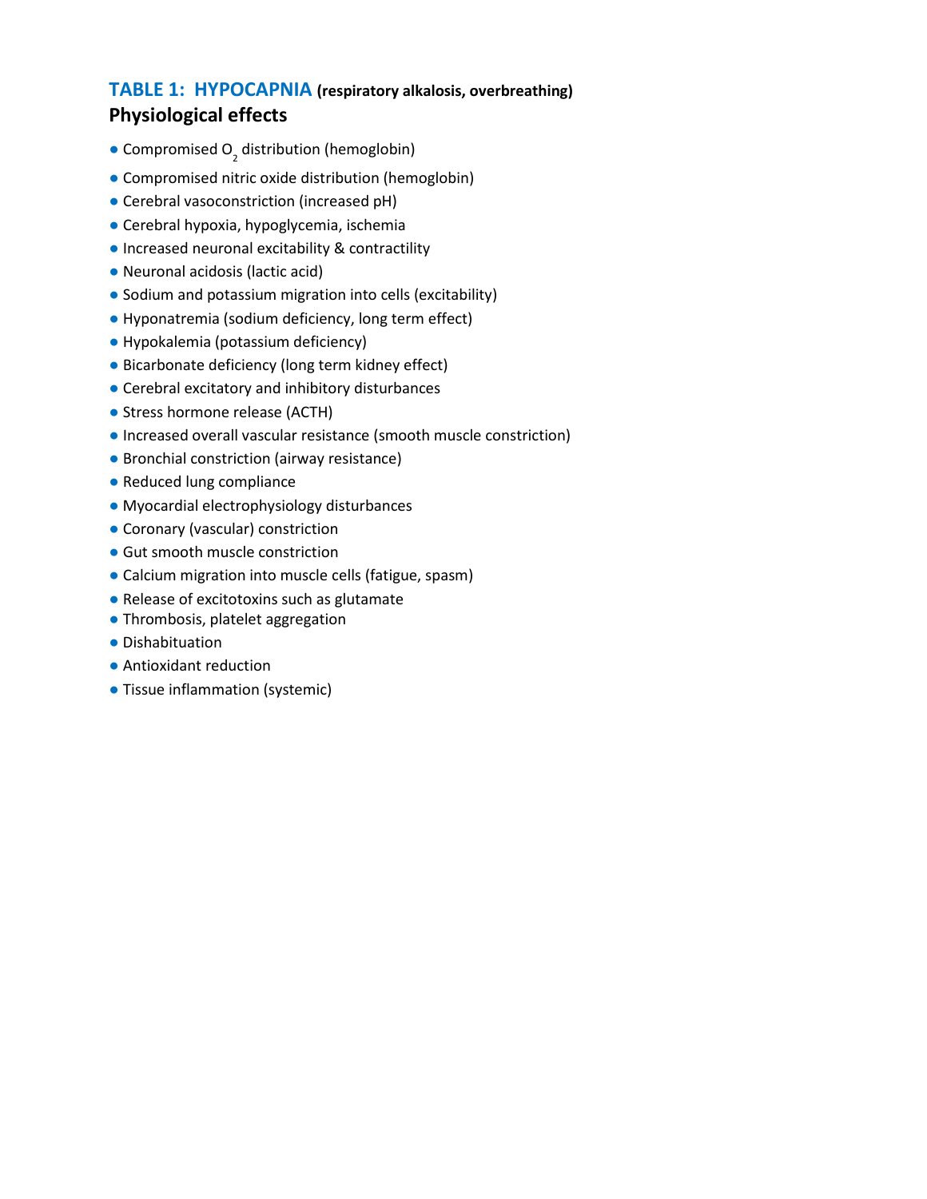## TABLE 1: HYPOCAPNIA **(respiratory alkalosis, overbreathing)**

### Physiological effects

- Compromised $O_2$ distribution (hemoglobin)
- Compromised nitric oxide distribution (hemoglobin)
- Cerebral vasoconstriction (increased pH)
- Cerebral hypoxia, hypoglycemia, ischemia
- Increased neuronal excitability & contractility
- Neuronal acidosis (lactic acid)
- Sodium and potassium migration into cells (excitability)
- Hyponatremia (sodium deficiency, long term effect)
- Hypokalemia (potassium deficiency)
- Bicarbonate deficiency (long term kidney effect)
- Cerebral excitatory and inhibitory disturbances
- Stress hormone release (ACTH)
- Increased overall vascular resistance (smooth muscle constriction)
- Bronchial constriction (airway resistance)
- Reduced lung compliance
- Myocardial electrophysiology disturbances
- Coronary (vascular) constriction
- Gut smooth muscle constriction
- Calcium migration into muscle cells (fatigue, spasm)
- Release of excitotoxins such as glutamate
- Thrombosis, platelet aggregation
- Dishabituation
- Antioxidant reduction
- Tissue inflammation (systemic)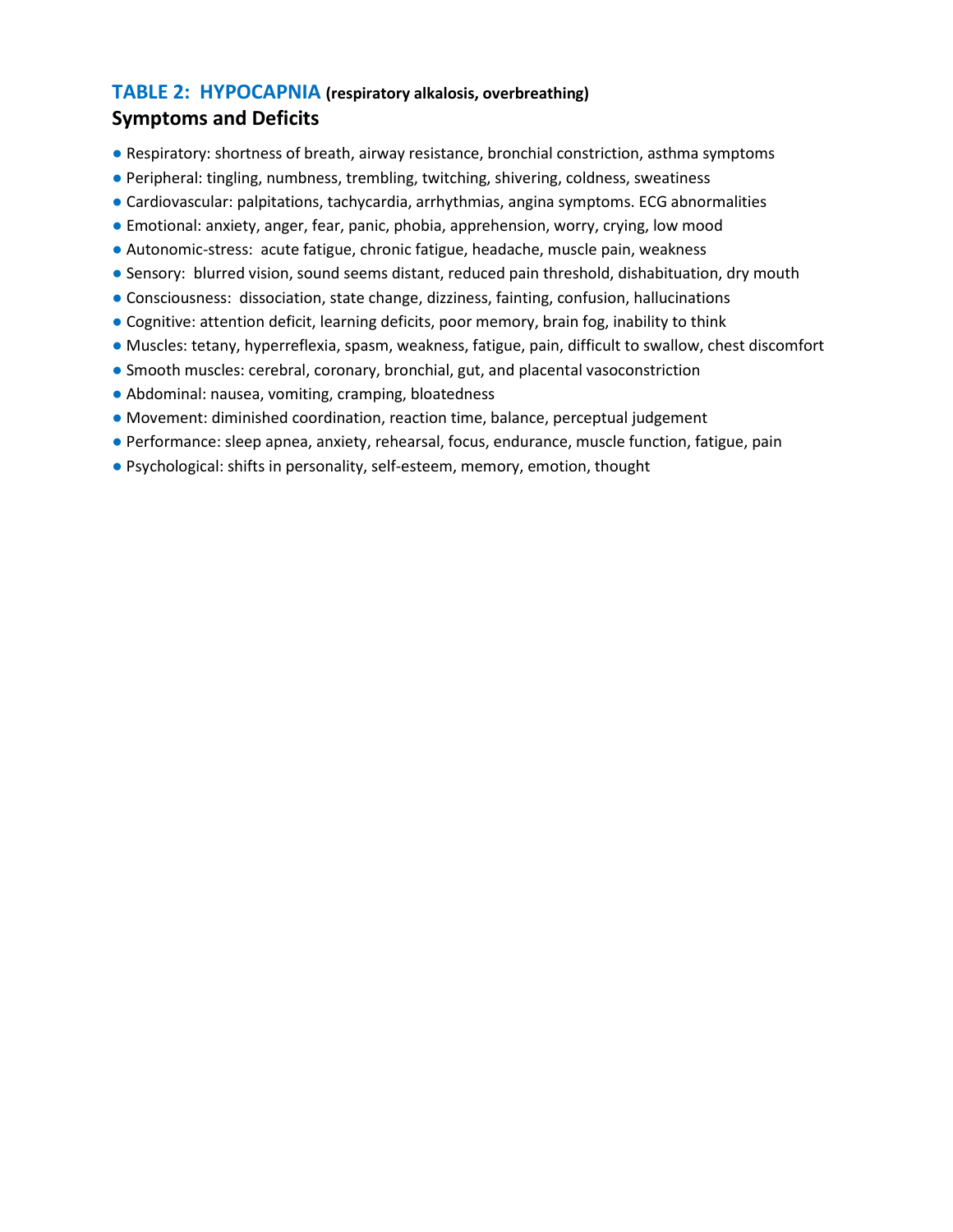## TABLE 2: HYPOCAPNIA **(respiratory alkalosis, overbreathing)**

### Symptoms and Deficits

- Respiratory: shortness of breath, airway resistance, bronchial constriction, asthma symptoms
- Peripheral: tingling, numbness, trembling, twitching, shivering, coldness, sweatiness
- Cardiovascular: palpitations, tachycardia, arrhythmias, angina symptoms. ECG abnormalities
- Emotional: anxiety, anger, fear, panic, phobia, apprehension, worry, crying, low mood
- Autonomic-stress: acute fatigue, chronic fatigue, headache, muscle pain, weakness
- Sensory: blurred vision, sound seems distant, reduced pain threshold, dishabituation, dry mouth
- Consciousness: dissociation, state change, dizziness, fainting, confusion, hallucinations
- Cognitive: attention deficit, learning deficits, poor memory, brain fog, inability to think
- Muscles: tetany, hyperreflexia, spasm, weakness, fatigue, pain, difficult to swallow, chest discomfort
- Smooth muscles: cerebral, coronary, bronchial, gut, and placental vasoconstriction
- Abdominal: nausea, vomiting, cramping, bloatedness
- Movement: diminished coordination, reaction time, balance, perceptual judgement
- Performance: sleep apnea, anxiety, rehearsal, focus, endurance, muscle function, fatigue, pain
- Psychological: shifts in personality, self-esteem, memory, emotion, thought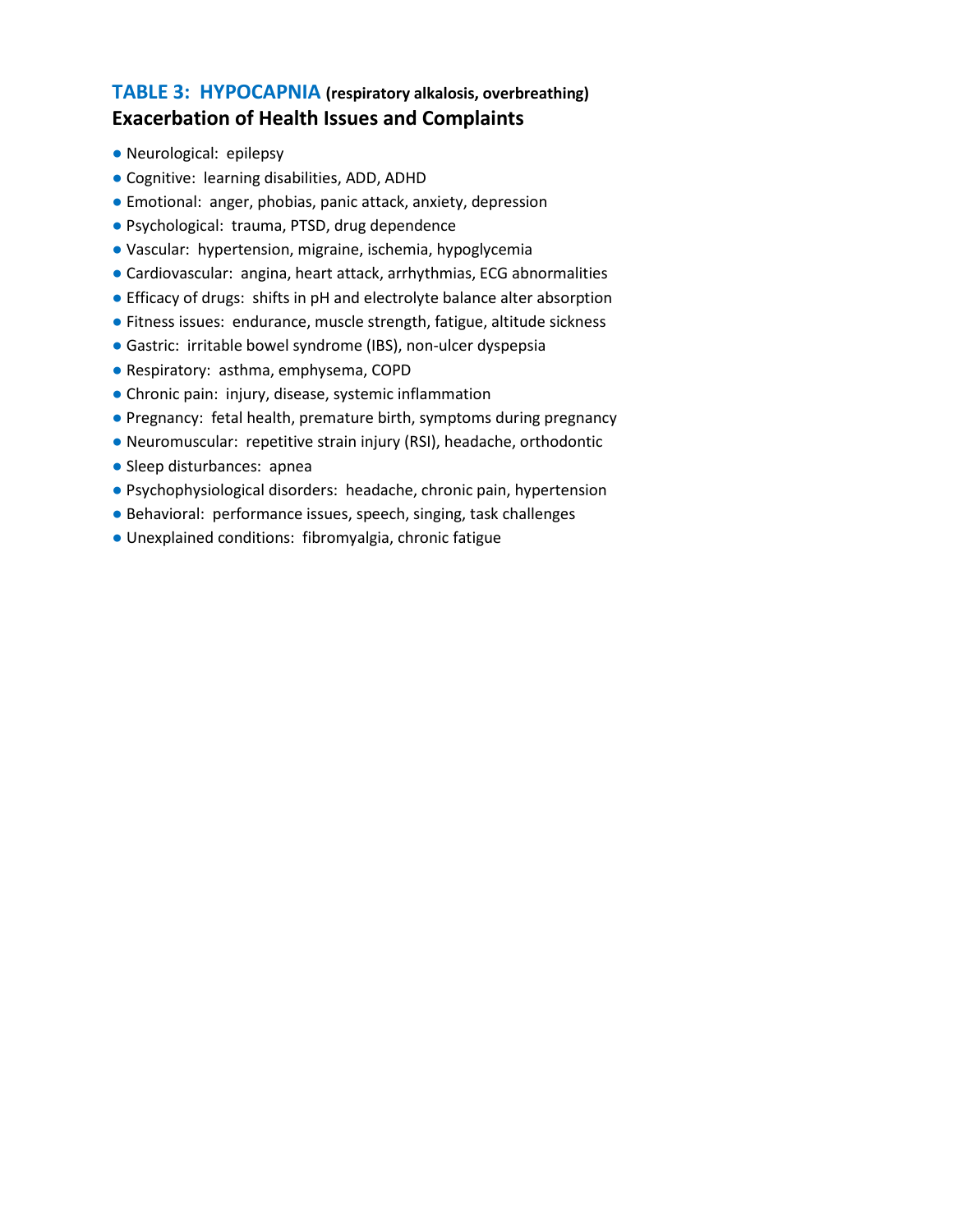## TABLE 3: HYPOCAPNIA (respiratory alkalosis, overbreathing)

### Exacerbation of Health Issues and Complaints

- Neurological: epilepsy
- Cognitive: learning disabilities, ADD, ADHD
- Emotional: anger, phobias, panic attack, anxiety, depression
- Psychological: trauma, PTSD, drug dependence
- Vascular: hypertension, migraine, ischemia, hypoglycemia
- Cardiovascular: angina, heart attack, arrhythmias, ECG abnormalities
- Efficacy of drugs: shifts in pH and electrolyte balance alter absorption
- Fitness issues: endurance, muscle strength, fatigue, altitude sickness
- Gastric: irritable bowel syndrome (IBS), non-ulcer dyspepsia
- Respiratory: asthma, emphysema, COPD
- Chronic pain: injury, disease, systemic inflammation
- Pregnancy: fetal health, premature birth, symptoms during pregnancy
- Neuromuscular: repetitive strain injury (RSI), headache, orthodontic
- Sleep disturbances: apnea
- Psychophysiological disorders: headache, chronic pain, hypertension
- Behavioral: performance issues, speech, singing, task challenges
- Unexplained conditions: fibromyalgia, chronic fatigue